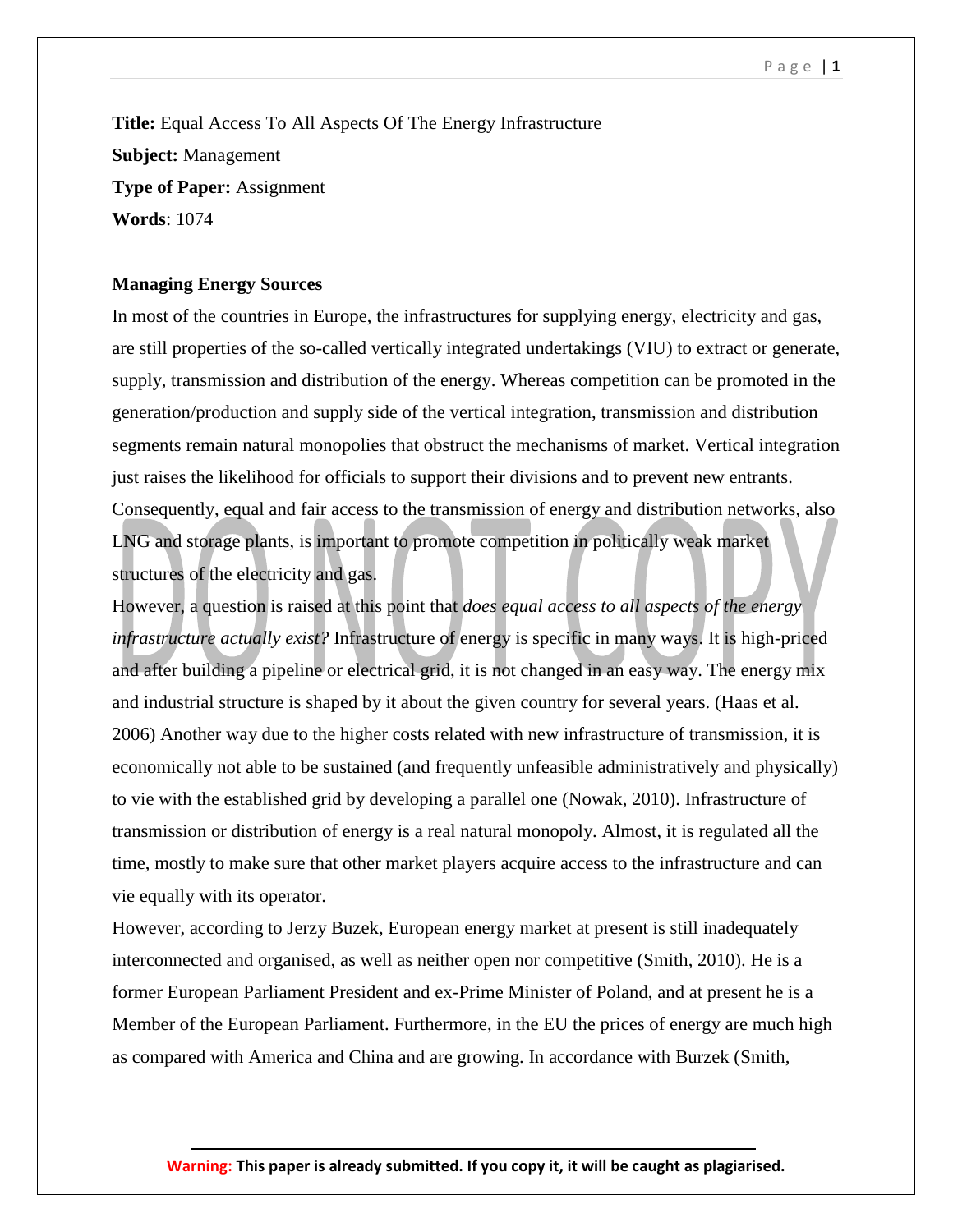**Title:** Equal Access To All Aspects Of The Energy Infrastructure

**Subject:** Management

**Type of Paper:** Assignment

**Words**: 1074

**Managing Energy Sources**

In most of the countries in Europe, the infrastructures for supplying energy, electricity and gas, are still properties of the so-called vertically integrated undertakings (VIU) to extract or generate, supply, transmission and distribution of the energy. Whereas competition can be promoted in the generation/production and supply side of the vertical integration, transmission and distribution segments remain natural monopolies that obstruct the mechanisms of market. Vertical integration just raises the likelihood for officials to support their divisions and to prevent new entrants. Consequently, equal and fair access to the transmission of energy and distribution networks, also LNG and storage plants, is important to promote competition in politically weak market structures of the electricity and gas.

However, a question is raised at this point that *does equal access to all aspects of the energy infrastructure actually exist?* Infrastructure of energy is specific in many ways. It is high-priced and after building a pipeline or electrical grid, it is not changed in an easy way. The energy mix and industrial structure is shaped by it about the given country for several years. (Haas et al. 2006) Another way due to the higher costs related with new infrastructure of transmission, it is economically not able to be sustained (and frequently unfeasible administratively and physically) to vie with the established grid by developing a parallel one (Nowak, 2010). Infrastructure of transmission or distribution of energy is a real natural monopoly. Almost, it is regulated all the time, mostly to make sure that other market players acquire access to the infrastructure and can vie equally with its operator.

However, according to Jerzy Buzek, European energy market at present is still inadequately interconnected and organised, as well as neither open nor competitive (Smith, 2010). He is a former European Parliament President and ex-Prime Minister of Poland, and at present he is a Member of the European Parliament. Furthermore, in the EU the prices of energy are much high as compared with America and China and are growing. In accordance with Burzek (Smith,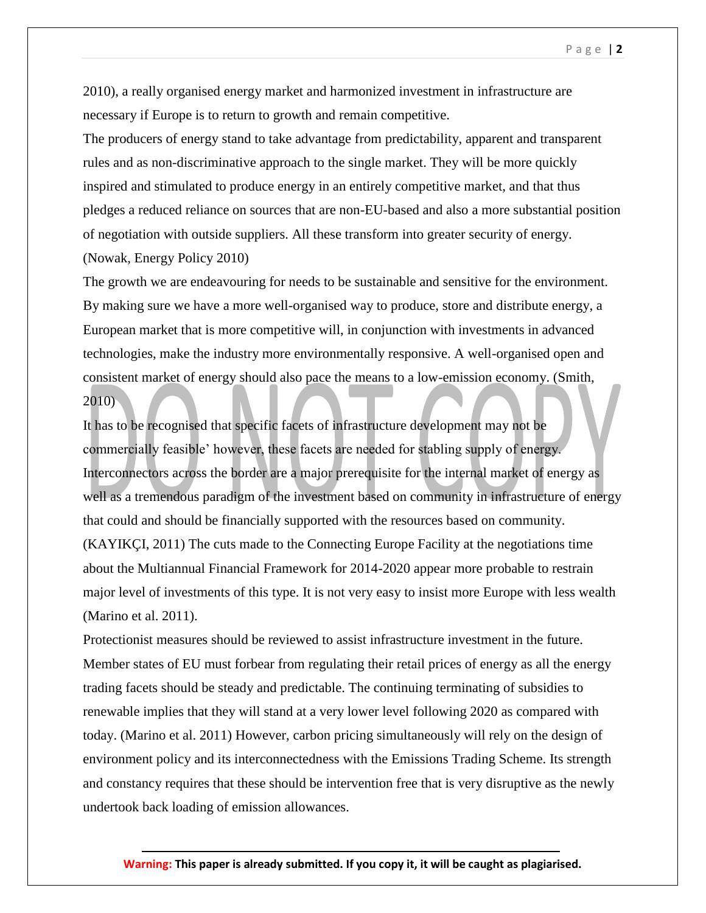2010), a really organised energy market and harmonized investment in infrastructure are necessary if Europe is to return to growth and remain competitive.

The producers of energy stand to take advantage from predictability, apparent and transparent rules and as non-discriminative approach to the single market. They will be more quickly inspired and stimulated to produce energy in an entirely competitive market, and that thus pledges a reduced reliance on sources that are non-EU-based and also a more substantial position of negotiation with outside suppliers. All these transform into greater security of energy. (Nowak, Energy Policy 2010)

The growth we are endeavouring for needs to be sustainable and sensitive for the environment. By making sure we have a more well-organised way to produce, store and distribute energy, a European market that is more competitive will, in conjunction with investments in advanced technologies, make the industry more environmentally responsive. A well-organised open and consistent market of energy should also pace the means to a low-emission economy. (Smith, 2010)

It has to be recognised that specific facets of infrastructure development may not be commercially feasible' however, these facets are needed for stabling supply of energy. Interconnectors across the border are a major prerequisite for the internal market of energy as well as a tremendous paradigm of the investment based on community in infrastructure of energy that could and should be financially supported with the resources based on community. (KAYIKÇI, 2011) The cuts made to the Connecting Europe Facility at the negotiations time about the Multiannual Financial Framework for 2014-2020 appear more probable to restrain major level of investments of this type. It is not very easy to insist more Europe with less wealth (Marino et al. 2011).

Protectionist measures should be reviewed to assist infrastructure investment in the future. Member states of EU must forbear from regulating their retail prices of energy as all the energy trading facets should be steady and predictable. The continuing terminating of subsidies to renewable implies that they will stand at a very lower level following 2020 as compared with today. (Marino et al. 2011) However, carbon pricing simultaneously will rely on the design of environment policy and its interconnectedness with the Emissions Trading Scheme. Its strength and constancy requires that these should be intervention free that is very disruptive as the newly undertook back loading of emission allowances.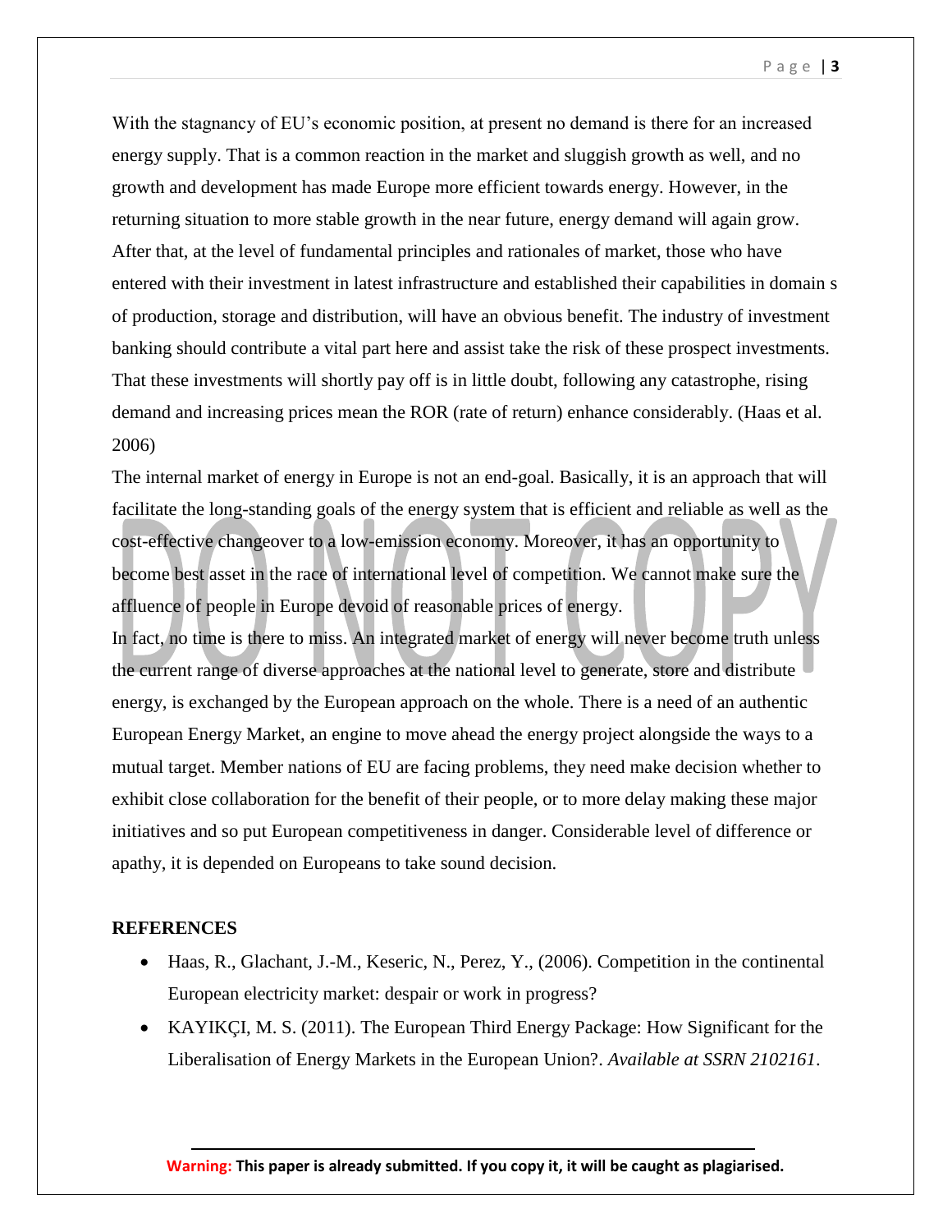With the stagnancy of EU's economic position, at present no demand is there for an increased energy supply. That is a common reaction in the market and sluggish growth as well, and no growth and development has made Europe more efficient towards energy. However, in the returning situation to more stable growth in the near future, energy demand will again grow. After that, at the level of fundamental principles and rationales of market, those who have entered with their investment in latest infrastructure and established their capabilities in domain s of production, storage and distribution, will have an obvious benefit. The industry of investment banking should contribute a vital part here and assist take the risk of these prospect investments. That these investments will shortly pay off is in little doubt, following any catastrophe, rising demand and increasing prices mean the ROR (rate of return) enhance considerably. (Haas et al. 2006)

The internal market of energy in Europe is not an end-goal. Basically, it is an approach that will facilitate the long-standing goals of the energy system that is efficient and reliable as well as the cost-effective changeover to a low-emission economy. Moreover, it has an opportunity to become best asset in the race of international level of competition. We cannot make sure the affluence of people in Europe devoid of reasonable prices of energy.

In fact, no time is there to miss. An integrated market of energy will never become truth unless the current range of diverse approaches at the national level to generate, store and distribute energy, is exchanged by the European approach on the whole. There is a need of an authentic European Energy Market, an engine to move ahead the energy project alongside the ways to a mutual target. Member nations of EU are facing problems, they need make decision whether to exhibit close collaboration for the benefit of their people, or to more delay making these major initiatives and so put European competitiveness in danger. Considerable level of difference or apathy, it is depended on Europeans to take sound decision.

**REFERENCES**

- Haas, R., Glachant, J.-M., Keseric, N., Perez, Y., (2006). Competition in the continental European electricity market: despair or work in progress?
- KAYIKÇI, M. S. (2011). The European Third Energy Package: How Significant for the Liberalisation of Energy Markets in the European Union?. *Available at SSRN 2102161*.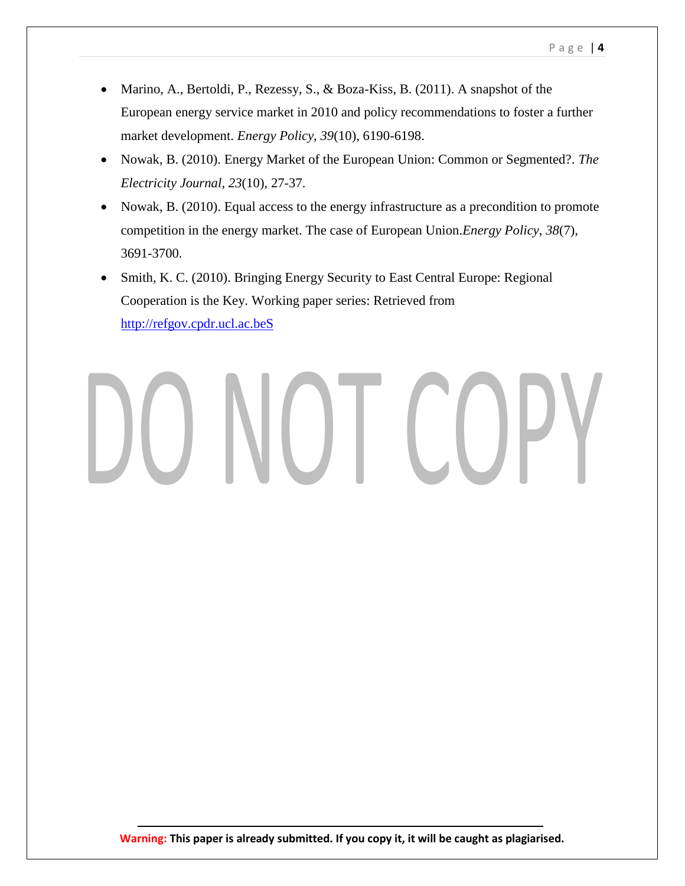- Marino, A., Bertoldi, P., Rezessy, S., & Boza-Kiss, B. (2011). A snapshot of the European energy service market in 2010 and policy recommendations to foster a further market development. *Energy Policy*, *39*(10), 6190-6198.
- Nowak, B. (2010). Energy Market of the European Union: Common or Segmented?. *The Electricity Journal*, *23*(10), 27-37.
- Nowak, B. (2010). Equal access to the energy infrastructure as a precondition to promote competition in the energy market. The case of European Union.*Energy Policy*, *38*(7), 3691-3700.
- Smith, K. C. (2010). Bringing Energy Security to East Central Europe: Regional Cooperation is the Key. Working paper series: Retrieved from http://refgov.cpdr.ucl.ac.beS

DO NOT COPY

**Warning:** **This paper is already submitted. If you copy it, it will be caught as plagiarised.**